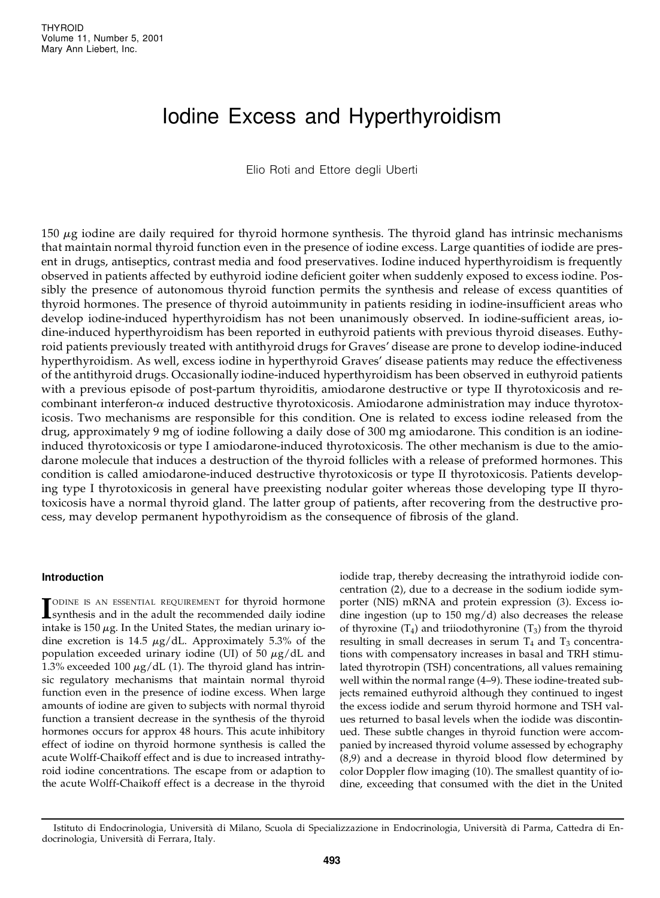# Iodine Excess and Hyperthyroidism

Elio Roti and Ettore degli Uberti

150 $\mu$g iodine are daily required for thyroid hormone synthesis. The thyroid gland has intrinsic mechanisms that maintain normal thyroid function even in the presence of iodine excess. Large quantities of iodide are present in drugs, antiseptics, contrast media and food preservatives. Iodine induced hyperthyroidism is frequently observed in patients affected by euthyroid iodine deficient goiter when suddenly exposed to excess iodine. Possibly the presence of autonomous thyroid function permits the synthesis and release of excess quantities of thyroid hormones. The presence of thyroid autoimmunity in patients residing in iodine-insufficient areas who develop iodine-induced hyperthyroidism has not been unanimously observed. In iodine-sufficient areas, iodine-induced hyperthyroidism has been reported in euthyroid patients with previous thyroid diseases. Euthyroid patients previously treated with antithyroid drugs for Graves' disease are prone to develop iodine-induced hyperthyroidism. As well, excess iodine in hyperthyroid Graves' disease patients may reduce the effectiveness of the antithyroid drugs. Occasionally iodine-induced hyperthyroidism has been observed in euthyroid patients with a previous episode of post-partum thyroiditis, amiodarone destructive or type II thyrotoxicosis and recombinant interferon-$\alpha$ induced destructive thyrotoxicosis. Amiodarone administration may induce thyrotoxicosis. Two mechanisms are responsible for this condition. One is related to excess iodine released from the drug, approximately 9 mg of iodine following a daily dose of 300 mg amiodarone. This condition is an iodine-induced thyrotoxicosis or type I amiodarone-induced thyrotoxicosis. The other mechanism is due to the amiodarone molecule that induces a destruction of the thyroid follicles with a release of preformed hormones. This condition is called amiodarone-induced destructive thyrotoxicosis or type II thyrotoxicosis. Patients developing type I thyrotoxicosis in general have preexisting nodular goiter whereas those developing type II thyrotoxicosis have a normal thyroid gland. The latter group of patients, after recovering from the destructive process, may develop permanent hypothyroidism as the consequence of fibrosis of the gland.

## Introduction

Iodine is an essential requirement for thyroid hormone synthesis and in the adult the recommended daily iodine intake is 150 $\mu$g. In the United States, the median urinary iodine excretion is 14.5 $\mu$g/dL. Approximately 5.3% of the population exceeded urinary iodine (UI) of 50 $\mu$g/dL and 1.3% exceeded 100 $\mu$g/dL (1). The thyroid gland has intrinsic regulatory mechanisms that maintain normal thyroid function even in the presence of iodine excess. When large amounts of iodine are given to subjects with normal thyroid function a transient decrease in the synthesis of the thyroid hormones occurs for approx 48 hours. This acute inhibitory effect of iodine on thyroid hormone synthesis is called the acute Wolff-Chaikoff effect and is due to increased intrathyroid iodine concentrations. The escape from or adaption to the acute Wolff-Chaikoff effect is a decrease in the thyroid iodide trap, thereby decreasing the intrathyroid iodide concentration (2), due to a decrease in the sodium iodide symporter (NIS) mRNA and protein expression (3). Excess iodine ingestion (up to 150 mg/d) also decreases the release of thyroxine ($T_4$) and triiodothyronine ($T_3$) from the thyroid resulting in small decreases in serum $T_4$ and $T_3$ concentrations with compensatory increases in basal and TRH stimulated thyrotropin (TSH) concentrations, all values remaining well within the normal range (4–9). These iodine-treated subjects remained euthyroid although they continued to ingest the excess iodide and serum thyroid hormone and TSH values returned to basal levels when the iodide was discontinued. These subtle changes in thyroid function were accompanied by increased thyroid volume assessed by echography (8,9) and a decrease in thyroid blood flow determined by color Doppler flow imaging (10). The smallest quantity of iodine, exceeding that consumed with the diet in the United

Istituto di Endocrinologia, Università di Milano, Scuola di Specializzazione in Endocrinologia, Università di Parma, Cattedra di Endocrinologia, Università di Ferrara, Italy.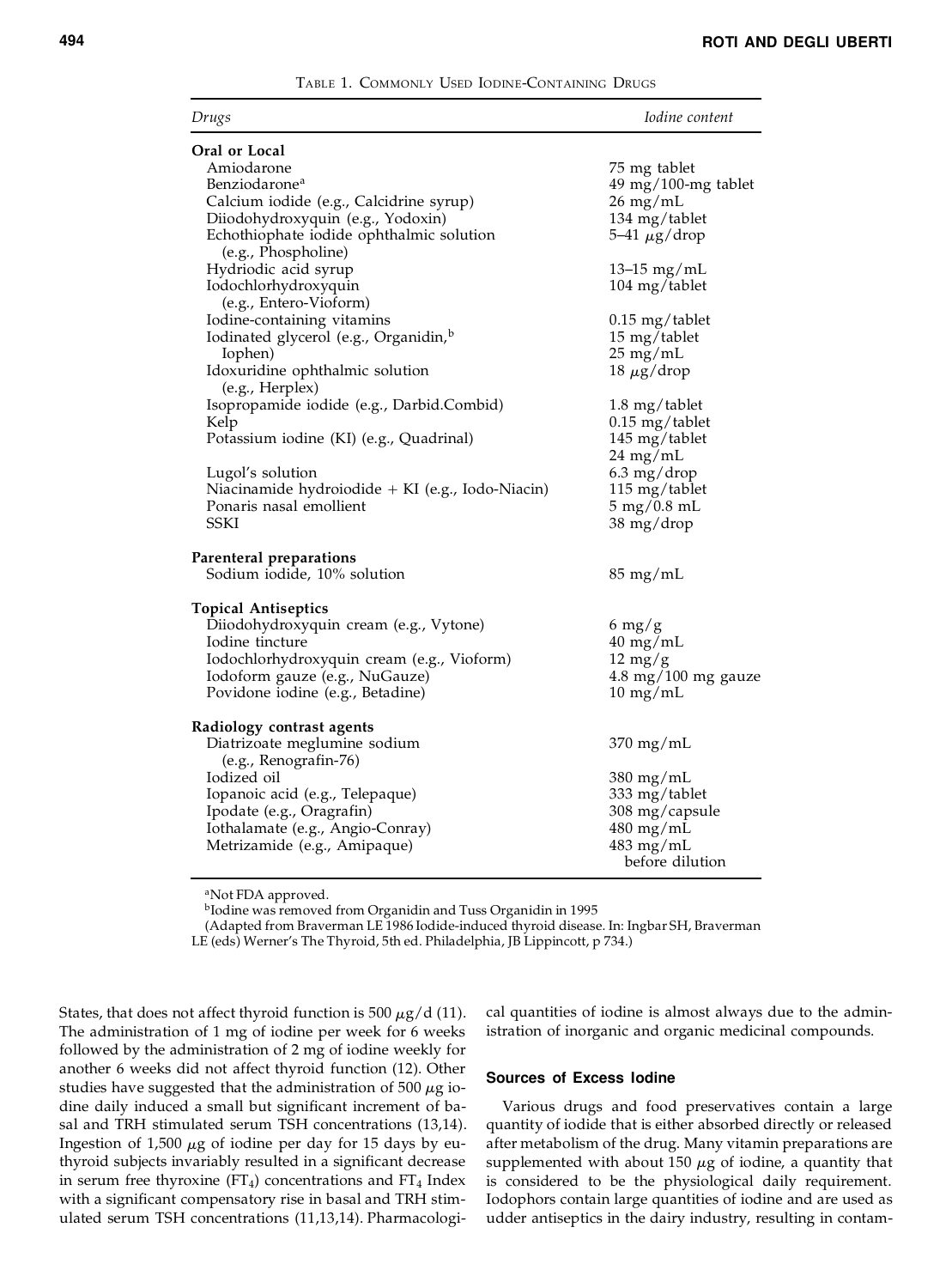TABLE 1. COMMONLY USED IODINE-CONTAINING DRUGS

| *Drugs* | *Iodine content* |
|---|---|
| **Oral or Local** | |
| Amiodarone | 75 mg tablet |
| Benziodarone[a] | 49 mg/100-mg tablet |
| Calcium iodide (e.g., Calcidrine syrup) | 26 mg/mL |
| Diiodohydroxyquin (e.g., Yodoxin) | 134 mg/tablet |
| Echothiophate iodide ophthalmic solution (e.g., Phospholine) | 5–41 $\mu$g/drop |
| Hydriodic acid syrup | 13–15 mg/mL |
| Iodochlorhydroxyquin (e.g., Entero-Vioform) | 104 mg/tablet |
| Iodine-containing vitamins | 0.15 mg/tablet |
| Iodinated glycerol (e.g., Organidin,[b] | 15 mg/tablet |
| Iophen) | 25 mg/mL |
| Idoxuridine ophthalmic solution (e.g., Herplex) | 18 $\mu$g/drop |
| Isopropamide iodide (e.g., Darbid.Combid) | 1.8 mg/tablet |
| Kelp | 0.15 mg/tablet |
| Potassium iodine (KI) (e.g., Quadrinal) | 145 mg/tablet |
| | 24 mg/mL |
| Lugol's solution | 6.3 mg/drop |
| Niacinamide hydroiodide + KI (e.g., Iodo-Niacin) | 115 mg/tablet |
| Ponaris nasal emollient | 5 mg/0.8 mL |
| SSKI | 38 mg/drop |
| **Parenteral preparations** | |
| Sodium iodide, 10% solution | 85 mg/mL |
| **Topical Antiseptics** | |
| Diiodohydroxyquin cream (e.g., Vytone) | 6 mg/g |
| Iodine tincture | 40 mg/mL |
| Iodochlorhydroxyquin cream (e.g., Vioform) | 12 mg/g |
| Iodoform gauze (e.g., NuGauze) | 4.8 mg/100 mg gauze |
| Povidone iodine (e.g., Betadine) | 10 mg/mL |
| **Radiology contrast agents** | |
| Diatrizoate meglumine sodium (e.g., Renografin-76) | 370 mg/mL |
| Iodized oil | 380 mg/mL |
| Iopanoic acid (e.g., Telepaque) | 333 mg/tablet |
| Ipodate (e.g., Oragrafin) | 308 mg/capsule |
| Iothalamate (e.g., Angio-Conray) | 480 mg/mL |
| Metrizamide (e.g., Amipaque) | 483 mg/mL before dilution |

[a]Not FDA approved.
[b]Iodine was removed from Organidin and Tuss Organidin in 1995
(Adapted from Braverman LE 1986 Iodide-induced thyroid disease. In: Ingbar SH, Braverman LE (eds) Werner's The Thyroid, 5th ed. Philadelphia, JB Lippincott, p 734.)

States, that does not affect thyroid function is 500 $\mu$g/d (11). The administration of 1 mg of iodine per week for 6 weeks followed by the administration of 2 mg of iodine weekly for another 6 weeks did not affect thyroid function (12). Other studies have suggested that the administration of 500 $\mu$g iodine daily induced a small but significant increment of basal and TRH stimulated serum TSH concentrations (13,14). Ingestion of 1,500 $\mu$g of iodine per day for 15 days by euthyroid subjects invariably resulted in a significant decrease in serum free thyroxine ($FT_4$) concentrations and $FT_4$ Index with a significant compensatory rise in basal and TRH stimulated serum TSH concentrations (11,13,14). Pharmacological quantities of iodine is almost always due to the administration of inorganic and organic medicinal compounds.

### Sources of Excess Iodine

Various drugs and food preservatives contain a large quantity of iodide that is either absorbed directly or released after metabolism of the drug. Many vitamin preparations are supplemented with about 150 $\mu$g of iodine, a quantity that is considered to be the physiological daily requirement. Iodophors contain large quantities of iodine and are used as udder antiseptics in the dairy industry, resulting in contam-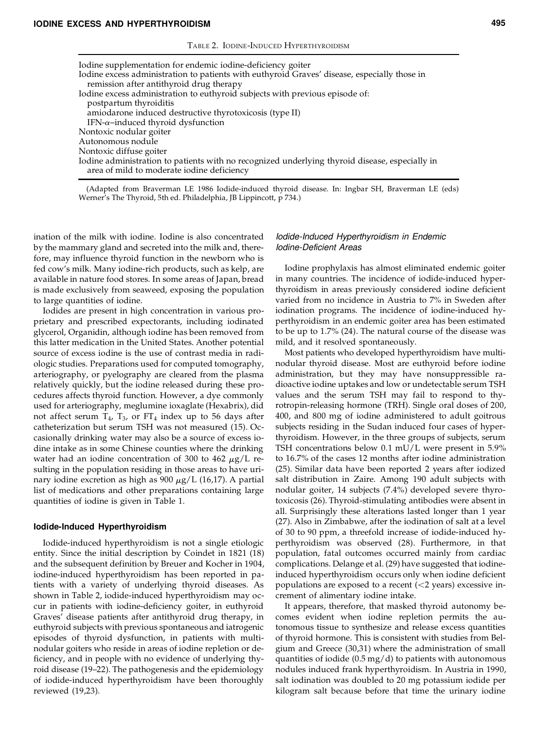Table 2. Iodine-Induced Hyperthyroidism

| |
|---|
| Iodine supplementation for endemic iodine-deficiency goiter |
| Iodine excess administration to patients with euthyroid Graves' disease, especially those in remission after antithyroid drug therapy |
| Iodine excess administration to euthyroid subjects with previous episode of: |
| postpartum thyroiditis |
| amiodarone induced destructive thyrotoxicosis (type II) |
| IFN-α–induced thyroid dysfunction |
| Nontoxic nodular goiter |
| Autonomous nodule |
| Nontoxic diffuse goiter |
| Iodine administration to patients with no recognized underlying thyroid disease, especially in area of mild to moderate iodine deficiency |

(Adapted from Braverman LE 1986 Iodide-induced thyroid disease. In: Ingbar SH, Braverman LE (eds) Werner's The Thyroid, 5th ed. Philadelphia, JB Lippincott, p 734.)

ination of the milk with iodine. Iodine is also concentrated by the mammary gland and secreted into the milk and, therefore, may influence thyroid function in the newborn who is fed cow's milk. Many iodine-rich products, such as kelp, are available in nature food stores. In some areas of Japan, bread is made exclusively from seaweed, exposing the population to large quantities of iodine.

Iodides are present in high concentration in various proprietary and prescribed expectorants, including iodinated glycerol, Organidin, although iodine has been removed from this latter medication in the United States. Another potential source of excess iodine is the use of contrast media in radiologic studies. Preparations used for computed tomography, arteriography, or pyelography are cleared from the plasma relatively quickly, but the iodine released during these procedures affects thyroid function. However, a dye commonly used for arteriography, meglumine ioxaglate (Hexabrix), did not affect serum $T_4$, $T_3$, or $FT_4$ index up to 56 days after catheterization but serum TSH was not measured (15). Occasionally drinking water may also be a source of excess iodine intake as in some Chinese counties where the drinking water had an iodine concentration of 300 to 462 $\mu$g/L resulting in the population residing in those areas to have urinary iodine excretion as high as 900 $\mu$g/L (16,17). A partial list of medications and other preparations containing large quantities of iodine is given in Table 1.

### Iodide-Induced Hyperthyroidism

Iodide-induced hyperthyroidism is not a single etiologic entity. Since the initial description by Coindet in 1821 (18) and the subsequent definition by Breuer and Kocher in 1904, iodine-induced hyperthyroidism has been reported in patients with a variety of underlying thyroid diseases. As shown in Table 2, iodide-induced hyperthyroidism may occur in patients with iodine-deficiency goiter, in euthyroid Graves' disease patients after antithyroid drug therapy, in euthyroid subjects with previous spontaneous and iatrogenic episodes of thyroid dysfunction, in patients with multinodular goiters who reside in areas of iodine repletion or deficiency, and in people with no evidence of underlying thyroid disease (19–22). The pathogenesis and the epidemiology of iodide-induced hyperthyroidism have been thoroughly reviewed (19,23).

#### *Iodide-Induced Hyperthyroidism in Endemic Iodine-Deficient Areas*

Iodine prophylaxis has almost eliminated endemic goiter in many countries. The incidence of iodide-induced hyperthyroidism in areas previously considered iodine deficient varied from no incidence in Austria to 7% in Sweden after iodination programs. The incidence of iodine-induced hyperthyroidism in an endemic goiter area has been estimated to be up to 1.7% (24). The natural course of the disease was mild, and it resolved spontaneously.

Most patients who developed hyperthyroidism have multinodular thyroid disease. Most are euthyroid before iodine administration, but they may have nonsuppressible radioactive iodine uptakes and low or undetectable serum TSH values and the serum TSH may fail to respond to thyrotropin-releasing hormone (TRH). Single oral doses of 200, 400, and 800 mg of iodine administered to adult goitrous subjects residing in the Sudan induced four cases of hyperthyroidism. However, in the three groups of subjects, serum TSH concentrations below 0.1 mU/L were present in 5.9% to 16.7% of the cases 12 months after iodine administration (25). Similar data have been reported 2 years after iodized salt distribution in Zaire. Among 190 adult subjects with nodular goiter, 14 subjects (7.4%) developed severe thyrotoxicosis (26). Thyroid-stimulating antibodies were absent in all. Surprisingly these alterations lasted longer than 1 year (27). Also in Zimbabwe, after the iodination of salt at a level of 30 to 90 ppm, a threefold increase of iodide-induced hyperthyroidism was observed (28). Furthermore, in that population, fatal outcomes occurred mainly from cardiac complications. Delange et al. (29) have suggested that iodine-induced hyperthyroidism occurs only when iodine deficient populations are exposed to a recent (<2 years) excessive increment of alimentary iodine intake.

It appears, therefore, that masked thyroid autonomy becomes evident when iodine repletion permits the autonomous tissue to synthesize and release excess quantities of thyroid hormone. This is consistent with studies from Belgium and Greece (30,31) where the administration of small quantities of iodide (0.5 mg/d) to patients with autonomous nodules induced frank hyperthyroidism. In Austria in 1990, salt iodination was doubled to 20 mg potassium iodide per kilogram salt because before that time the urinary iodine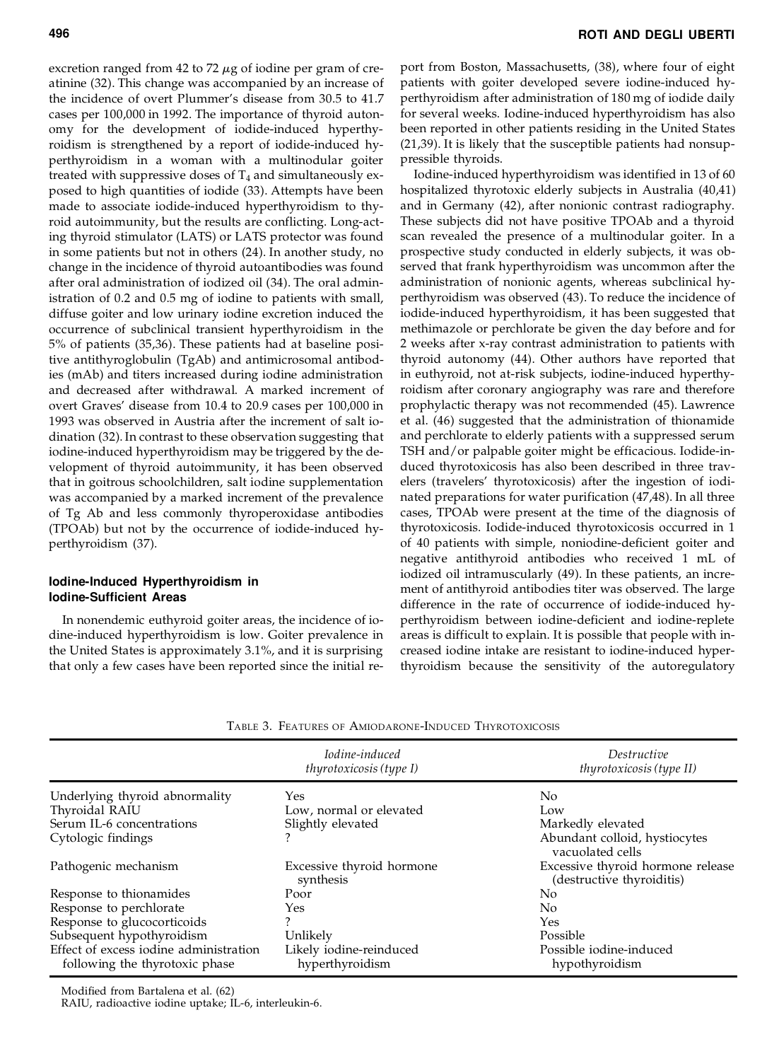excretion ranged from 42 to 72 $\mu$g of iodine per gram of creatinine (32). This change was accompanied by an increase of the incidence of overt Plummer's disease from 30.5 to 41.7 cases per 100,000 in 1992. The importance of thyroid autonomy for the development of iodide-induced hyperthyroidism is strengthened by a report of iodide-induced hyperthyroidism in a woman with a multinodular goiter treated with suppressive doses of $T_4$ and simultaneously exposed to high quantities of iodide (33). Attempts have been made to associate iodide-induced hyperthyroidism to thyroid autoimmunity, but the results are conflicting. Long-acting thyroid stimulator (LATS) or LATS protector was found in some patients but not in others (24). In another study, no change in the incidence of thyroid autoantibodies was found after oral administration of iodized oil (34). The oral administration of 0.2 and 0.5 mg of iodine to patients with small, diffuse goiter and low urinary iodine excretion induced the occurrence of subclinical transient hyperthyroidism in the 5% of patients (35,36). These patients had at baseline positive antithyroglobulin (TgAb) and antimicrosomal antibodies (mAb) and titers increased during iodine administration and decreased after withdrawal. A marked increment of overt Graves' disease from 10.4 to 20.9 cases per 100,000 in 1993 was observed in Austria after the increment of salt iodination (32). In contrast to these observation suggesting that iodine-induced hyperthyroidism may be triggered by the development of thyroid autoimmunity, it has been observed that in goitrous schoolchildren, salt iodine supplementation was accompanied by a marked increment of the prevalence of Tg Ab and less commonly thyroperoxidase antibodies (TPOAb) but not by the occurrence of iodide-induced hyperthyroidism (37).

### Iodine-Induced Hyperthyroidism in Iodine-Sufficient Areas

In nonendemic euthyroid goiter areas, the incidence of iodine-induced hyperthyroidism is low. Goiter prevalence in the United States is approximately 3.1%, and it is surprising that only a few cases have been reported since the initial report from Boston, Massachusetts, (38), where four of eight patients with goiter developed severe iodine-induced hyperthyroidism after administration of 180 mg of iodide daily for several weeks. Iodine-induced hyperthyroidism has also been reported in other patients residing in the United States (21,39). It is likely that the susceptible patients had nonsuppressible thyroids.

Iodine-induced hyperthyroidism was identified in 13 of 60 hospitalized thyrotoxic elderly subjects in Australia (40,41) and in Germany (42), after nonionic contrast radiography. These subjects did not have positive TPOAb and a thyroid scan revealed the presence of a multinodular goiter. In a prospective study conducted in elderly subjects, it was observed that frank hyperthyroidism was uncommon after the administration of nonionic agents, whereas subclinical hyperthyroidism was observed (43). To reduce the incidence of iodide-induced hyperthyroidism, it has been suggested that methimazole or perchlorate be given the day before and for 2 weeks after x-ray contrast administration to patients with thyroid autonomy (44). Other authors have reported that in euthyroid, not at-risk subjects, iodine-induced hyperthyroidism after coronary angiography was rare and therefore prophylactic therapy was not recommended (45). Lawrence et al. (46) suggested that the administration of thionamide and perchlorate to elderly patients with a suppressed serum TSH and/or palpable goiter might be efficacious. Iodide-induced thyrotoxicosis has also been described in three travelers (travelers' thyrotoxicosis) after the ingestion of iodinated preparations for water purification (47,48). In all three cases, TPOAb were present at the time of the diagnosis of thyrotoxicosis. Iodide-induced thyrotoxicosis occurred in 1 of 40 patients with simple, noniodine-deficient goiter and negative antithyroid antibodies who received 1 mL of iodized oil intramuscularly (49). In these patients, an increment of antithyroid antibodies titer was observed. The large difference in the rate of occurrence of iodide-induced hyperthyroidism between iodine-deficient and iodine-replete areas is difficult to explain. It is possible that people with increased iodine intake are resistant to iodine-induced hyperthyroidism because the sensitivity of the autoregulatory

TABLE 3. FEATURES OF AMIODARONE-INDUCED THYROTOXICOSIS

| | *Iodine-induced thyrotoxicosis (type I)* | *Destructive thyrotoxicosis (type II)* |
|---|---|---|
| Underlying thyroid abnormality | Yes | No |
| Thyroidal RAIU | Low, normal or elevated | Low |
| Serum IL-6 concentrations | Slightly elevated | Markedly elevated |
| Cytologic findings | ? | Abundant colloid, hystiocytes vacuolated cells |
| Pathogenic mechanism | Excessive thyroid hormone synthesis | Excessive thyroid hormone release (destructive thyroiditis) |
| Response to thionamides | Poor | No |
| Response to perchlorate | Yes | No |
| Response to glucocorticoids | ? | Yes |
| Subsequent hypothyroidism | Unlikely | Possible |
| Effect of excess iodine administration following the thyrotoxic phase | Likely iodine-reinduced hyperthyroidism | Possible iodine-induced hypothyroidism |

Modified from Bartalena et al. (62)

RAIU, radioactive iodine uptake; IL-6, interleukin-6.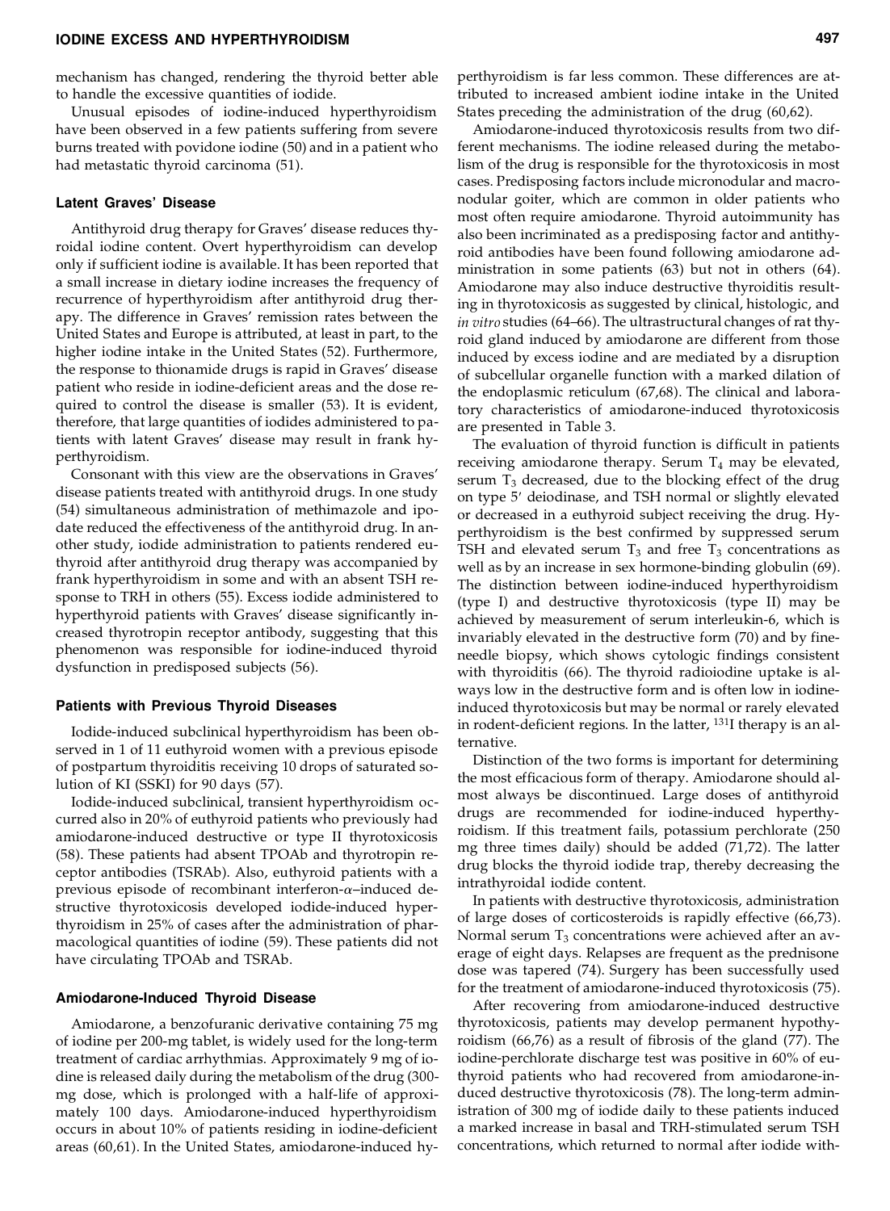mechanism has changed, rendering the thyroid better able to handle the excessive quantities of iodide.

Unusual episodes of iodine-induced hyperthyroidism have been observed in a few patients suffering from severe burns treated with povidone iodine (50) and in a patient who had metastatic thyroid carcinoma (51).

### Latent Graves' Disease

Antithyroid drug therapy for Graves' disease reduces thyroidal iodine content. Overt hyperthyroidism can develop only if sufficient iodine is available. It has been reported that a small increase in dietary iodine increases the frequency of recurrence of hyperthyroidism after antithyroid drug therapy. The difference in Graves' remission rates between the United States and Europe is attributed, at least in part, to the higher iodine intake in the United States (52). Furthermore, the response to thionamide drugs is rapid in Graves' disease patient who reside in iodine-deficient areas and the dose required to control the disease is smaller (53). It is evident, therefore, that large quantities of iodides administered to patients with latent Graves' disease may result in frank hyperthyroidism.

Consonant with this view are the observations in Graves' disease patients treated with antithyroid drugs. In one study (54) simultaneous administration of methimazole and ipodate reduced the effectiveness of the antithyroid drug. In another study, iodide administration to patients rendered euthyroid after antithyroid drug therapy was accompanied by frank hyperthyroidism in some and with an absent TSH response to TRH in others (55). Excess iodide administered to hyperthyroid patients with Graves' disease significantly increased thyrotropin receptor antibody, suggesting that this phenomenon was responsible for iodine-induced thyroid dysfunction in predisposed subjects (56).

### Patients with Previous Thyroid Diseases

Iodide-induced subclinical hyperthyroidism has been observed in 1 of 11 euthyroid women with a previous episode of postpartum thyroiditis receiving 10 drops of saturated solution of KI (SSKI) for 90 days (57).

Iodide-induced subclinical, transient hyperthyroidism occurred also in 20% of euthyroid patients who previously had amiodarone-induced destructive or type II thyrotoxicosis (58). These patients had absent TPOAb and thyrotropin receptor antibodies (TSRAb). Also, euthyroid patients with a previous episode of recombinant interferon-$\alpha$–induced destructive thyrotoxicosis developed iodide-induced hyperthyroidism in 25% of cases after the administration of pharmacological quantities of iodine (59). These patients did not have circulating TPOAb and TSRAb.

### Amiodarone-Induced Thyroid Disease

Amiodarone, a benzofuranic derivative containing 75 mg of iodine per 200-mg tablet, is widely used for the long-term treatment of cardiac arrhythmias. Approximately 9 mg of iodine is released daily during the metabolism of the drug (300-mg dose, which is prolonged with a half-life of approximately 100 days. Amiodarone-induced hyperthyroidism occurs in about 10% of patients residing in iodine-deficient areas (60,61). In the United States, amiodarone-induced hyperthyroidism is far less common. These differences are attributed to increased ambient iodine intake in the United States preceding the administration of the drug (60,62).

Amiodarone-induced thyrotoxicosis results from two different mechanisms. The iodine released during the metabolism of the drug is responsible for the thyrotoxicosis in most cases. Predisposing factors include micronodular and macronodular goiter, which are common in older patients who most often require amiodarone. Thyroid autoimmunity has also been incriminated as a predisposing factor and antithyroid antibodies have been found following amiodarone administration in some patients (63) but not in others (64). Amiodarone may also induce destructive thyroiditis resulting in thyrotoxicosis as suggested by clinical, histologic, and *in vitro* studies (64–66). The ultrastructural changes of rat thyroid gland induced by amiodarone are different from those induced by excess iodine and are mediated by a disruption of subcellular organelle function with a marked dilation of the endoplasmic reticulum (67,68). The clinical and laboratory characteristics of amiodarone-induced thyrotoxicosis are presented in Table 3.

The evaluation of thyroid function is difficult in patients receiving amiodarone therapy. Serum $T_4$ may be elevated, serum $T_3$ decreased, due to the blocking effect of the drug on type 5′ deiodinase, and TSH normal or slightly elevated or decreased in a euthyroid subject receiving the drug. Hyperthyroidism is the best confirmed by suppressed serum TSH and elevated serum $T_3$ and free $T_3$ concentrations as well as by an increase in sex hormone-binding globulin (69). The distinction between iodine-induced hyperthyroidism (type I) and destructive thyrotoxicosis (type II) may be achieved by measurement of serum interleukin-6, which is invariably elevated in the destructive form (70) and by fine-needle biopsy, which shows cytologic findings consistent with thyroiditis (66). The thyroid radioiodine uptake is always low in the destructive form and is often low in iodine-induced thyrotoxicosis but may be normal or rarely elevated in rodent-deficient regions. In the latter, $^{131}$I therapy is an alternative.

Distinction of the two forms is important for determining the most efficacious form of therapy. Amiodarone should almost always be discontinued. Large doses of antithyroid drugs are recommended for iodine-induced hyperthyroidism. If this treatment fails, potassium perchlorate (250 mg three times daily) should be added (71,72). The latter drug blocks the thyroid iodide trap, thereby decreasing the intrathyroidal iodide content.

In patients with destructive thyrotoxicosis, administration of large doses of corticosteroids is rapidly effective (66,73). Normal serum $T_3$ concentrations were achieved after an average of eight days. Relapses are frequent as the prednisone dose was tapered (74). Surgery has been successfully used for the treatment of amiodarone-induced thyrotoxicosis (75).

After recovering from amiodarone-induced destructive thyrotoxicosis, patients may develop permanent hypothyroidism (66,76) as a result of fibrosis of the gland (77). The iodine-perchlorate discharge test was positive in 60% of euthyroid patients who had recovered from amiodarone-induced destructive thyrotoxicosis (78). The long-term administration of 300 mg of iodide daily to these patients induced a marked increase in basal and TRH-stimulated serum TSH concentrations, which returned to normal after iodide with-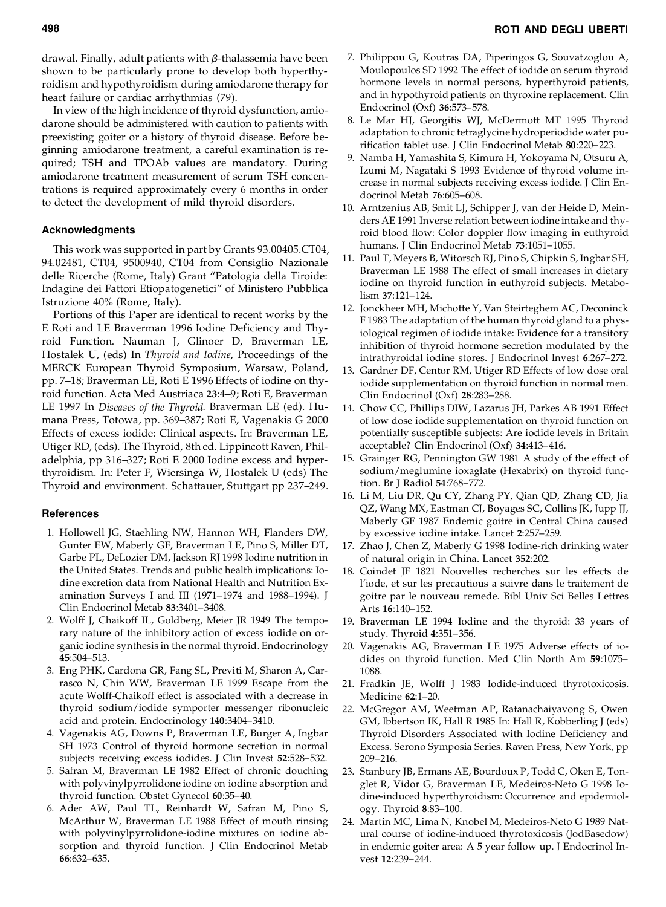drawal. Finally, adult patients with $\beta$-thalassemia have been shown to be particularly prone to develop both hyperthyroidism and hypothyroidism during amiodarone therapy for heart failure or cardiac arrhythmias (79).

In view of the high incidence of thyroid dysfunction, amiodarone should be administered with caution to patients with preexisting goiter or a history of thyroid disease. Before beginning amiodarone treatment, a careful examination is required; TSH and TPOAb values are mandatory. During amiodarone treatment measurement of serum TSH concentrations is required approximately every 6 months in order to detect the development of mild thyroid disorders.

### Acknowledgments

This work was supported in part by Grants 93.00405.CT04, 94.02481, CT04, 9500940, CT04 from Consiglio Nazionale delle Ricerche (Rome, Italy) Grant "Patologia della Tiroide: Indagine dei Fattori Etiopatogenetici" of Ministero Pubblica Istruzione 40% (Rome, Italy).

Portions of this Paper are identical to recent works by the E Roti and LE Braverman 1996 Iodine Deficiency and Thyroid Function. Nauman J, Glinoer D, Braverman LE, Hostalek U, (eds) In *Thyroid and Iodine*, Proceedings of the MERCK European Thyroid Symposium, Warsaw, Poland, pp. 7–18; Braverman LE, Roti E 1996 Effects of iodine on thyroid function. Acta Med Austriaca **23**:4–9; Roti E, Braverman LE 1997 In *Diseases of the Thyroid*. Braverman LE (ed). Humana Press, Totowa, pp. 369–387; Roti E, Vagenakis G 2000 Effects of excess iodide: Clinical aspects. In: Braverman LE, Utiger RD, (eds). The Thyroid, 8th ed. Lippincott Raven, Philadelphia, pp 316–327; Roti E 2000 Iodine excess and hyperthyroidism. In: Peter F, Wiersinga W, Hostalek U (eds) The Thyroid and environment. Schattauer, Stuttgart pp 237–249.

### References

1. Hollowell JG, Staehling NW, Hannon WH, Flanders DW, Gunter EW, Maberly GF, Braverman LE, Pino S, Miller DT, Garbe PL, DeLozier DM, Jackson RJ 1998 Iodine nutrition in the United States. Trends and public health implications: Iodine excretion data from National Health and Nutrition Examination Surveys I and III (1971–1974 and 1988–1994). J Clin Endocrinol Metab **83**:3401–3408.
2. Wolff J, Chaikoff IL, Goldberg, Meier JR 1949 The temporary nature of the inhibitory action of excess iodide on organic iodine synthesis in the normal thyroid. Endocrinology **45**:504–513.
3. Eng PHK, Cardona GR, Fang SL, Previti M, Sharon A, Carrasco N, Chin WW, Braverman LE 1999 Escape from the acute Wolff-Chaikoff effect is associated with a decrease in thyroid sodium/iodide symporter messenger ribonucleic acid and protein. Endocrinology **140**:3404–3410.
4. Vagenakis AG, Downs P, Braverman LE, Burger A, Ingbar SH 1973 Control of thyroid hormone secretion in normal subjects receiving excess iodides. J Clin Invest **52**:528–532.
5. Safran M, Braverman LE 1982 Effect of chronic douching with polyvinylpyrrolidone iodine on iodine absorption and thyroid function. Obstet Gynecol **60**:35–40.
6. Ader AW, Paul TL, Reinhardt W, Safran M, Pino S, McArthur W, Braverman LE 1988 Effect of mouth rinsing with polyvinylpyrrolidone-iodine mixtures on iodine absorption and thyroid function. J Clin Endocrinol Metab **66**:632–635.
7. Philippou G, Koutras DA, Piperingos G, Souvatzoglou A, Moulopoulos SD 1992 The effect of iodide on serum thyroid hormone levels in normal persons, hyperthyroid patients, and in hypothyroid patients on thyroxine replacement. Clin Endocrinol (Oxf) **36**:573–578.
8. Le Mar HJ, Georgitis WJ, McDermott MT 1995 Thyroid adaptation to chronic tetraglycine hydroperiodide water purification tablet use. J Clin Endocrinol Metab **80**:220–223.
9. Namba H, Yamashita S, Kimura H, Yokoyama N, Otsuru A, Izumi M, Nagataki S 1993 Evidence of thyroid volume increase in normal subjects receiving excess iodide. J Clin Endocrinol Metab **76**:605–608.
10. Arntzenius AB, Smit LJ, Schipper J, van der Heide D, Meinders AE 1991 Inverse relation between iodine intake and thyroid blood flow: Color doppler flow imaging in euthyroid humans. J Clin Endocrinol Metab **73**:1051–1055.
11. Paul T, Meyers B, Witorsch RJ, Pino S, Chipkin S, Ingbar SH, Braverman LE 1988 The effect of small increases in dietary iodine on thyroid function in euthyroid subjects. Metabolism **37**:121–124.
12. Jonckheer MH, Michotte Y, Van Steirteghem AC, Deconinck F 1983 The adaptation of the human thyroid gland to a physiological regimen of iodide intake: Evidence for a transitory inhibition of thyroid hormone secretion modulated by the intrathyroidal iodine stores. J Endocrinol Invest **6**:267–272.
13. Gardner DF, Centor RM, Utiger RD Effects of low dose oral iodide supplementation on thyroid function in normal men. Clin Endocrinol (Oxf) **28**:283–288.
14. Chow CC, Phillips DIW, Lazarus JH, Parkes AB 1991 Effect of low dose iodide supplementation on thyroid function on potentially susceptible subjects: Are iodide levels in Britain acceptable? Clin Endocrinol (Oxf) **34**:413–416.
15. Grainger RG, Pennington GW 1981 A study of the effect of sodium/meglumine ioxaglate (Hexabrix) on thyroid function. Br J Radiol **54**:768–772.
16. Li M, Liu DR, Qu CY, Zhang PY, Qian QD, Zhang CD, Jia QZ, Wang MX, Eastman CJ, Boyages SC, Collins JK, Jupp JJ, Maberly GF 1987 Endemic goitre in Central China caused by excessive iodine intake. Lancet **2**:257–259.
17. Zhao J, Chen Z, Maberly G 1998 Iodine-rich drinking water of natural origin in China. Lancet **352**:202.
18. Coindet JF 1821 Nouvelles recherches sur les effects de l'iode, et sur les precautious a suivre dans le traitement de goitre par le nouveau remede. Bibl Univ Sci Belles Lettres Arts **16**:140–152.
19. Braverman LE 1994 Iodine and the thyroid: 33 years of study. Thyroid **4**:351–356.
20. Vagenakis AG, Braverman LE 1975 Adverse effects of iodides on thyroid function. Med Clin North Am **59**:1075–1088.
21. Fradkin JE, Wolff J 1983 Iodide-induced thyrotoxicosis. Medicine **62**:1–20.
22. McGregor AM, Weetman AP, Ratanachaiyavong S, Owen GM, Ibbertson IK, Hall R 1985 In: Hall R, Kobberling J (eds) Thyroid Disorders Associated with Iodine Deficiency and Excess. Serono Symposia Series. Raven Press, New York, pp 209–216.
23. Stanbury JB, Ermans AE, Bourdoux P, Todd C, Oken E, Tonglet R, Vidor G, Braverman LE, Medeiros-Neto G 1998 Iodine-induced hyperthyroidism: Occurrence and epidemiology. Thyroid **8**:83–100.
24. Martin MC, Lima N, Knobel M, Medeiros-Neto G 1989 Natural course of iodine-induced thyrotoxicosis (JodBasedow) in endemic goiter area: A 5 year follow up. J Endocrinol Invest **12**:239–244.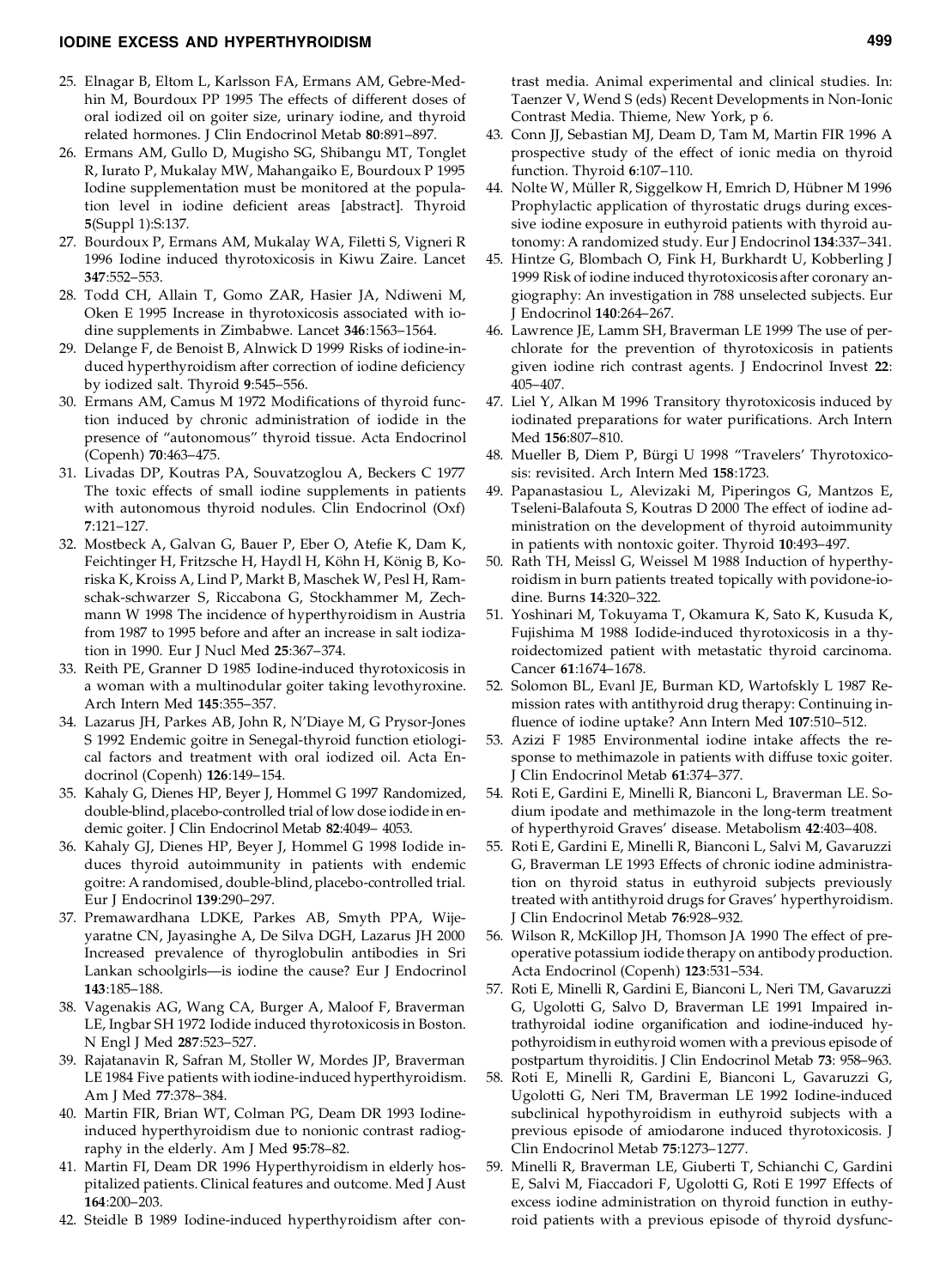25. Elnagar B, Eltom L, Karlsson FA, Ermans AM, Gebre-Medhin M, Bourdoux PP 1995 The effects of different doses of oral iodized oil on goiter size, urinary iodine, and thyroid related hormones. J Clin Endocrinol Metab **80**:891–897.
26. Ermans AM, Gullo D, Mugisho SG, Shibangu MT, Tonglet R, Iurato P, Mukalay MW, Mahangaiko E, Bourdoux P 1995 Iodine supplementation must be monitored at the population level in iodine deficient areas [abstract]. Thyroid **5**(Suppl 1):S:137.
27. Bourdoux P, Ermans AM, Mukalay WA, Filetti S, Vigneri R 1996 Iodine induced thyrotoxicosis in Kiwu Zaire. Lancet **347**:552–553.
28. Todd CH, Allain T, Gomo ZAR, Hasier JA, Ndiweni M, Oken E 1995 Increase in thyrotoxicosis associated with iodine supplements in Zimbabwe. Lancet **346**:1563–1564.
29. Delange F, de Benoist B, Alnwick D 1999 Risks of iodine-induced hyperthyroidism after correction of iodine deficiency by iodized salt. Thyroid **9**:545–556.
30. Ermans AM, Camus M 1972 Modifications of thyroid function induced by chronic administration of iodide in the presence of "autonomous" thyroid tissue. Acta Endocrinol (Copenh) **70**:463–475.
31. Livadas DP, Koutras PA, Souvatzoglou A, Beckers C 1977 The toxic effects of small iodine supplements in patients with autonomous thyroid nodules. Clin Endocrinol (Oxf) **7**:121–127.
32. Mostbeck A, Galvan G, Bauer P, Eber O, Atefie K, Dam K, Feichtinger H, Fritzsche H, Haydl H, Köhn H, König B, Koriska K, Kroiss A, Lind P, Markt B, Maschek W, Pesl H, Ramschak-schwarzer S, Riccabona G, Stockhammer M, Zechmann W 1998 The incidence of hyperthyroidism in Austria from 1987 to 1995 before and after an increase in salt iodization in 1990. Eur J Nucl Med **25**:367–374.
33. Reith PE, Granner D 1985 Iodine-induced thyrotoxicosis in a woman with a multinodular goiter taking levothyroxine. Arch Intern Med **145**:355–357.
34. Lazarus JH, Parkes AB, John R, N'Diaye M, G Prysor-Jones S 1992 Endemic goitre in Senegal-thyroid function etiological factors and treatment with oral iodized oil. Acta Endocrinol (Copenh) **126**:149–154.
35. Kahaly G, Dienes HP, Beyer J, Hommel G 1997 Randomized, double-blind, placebo-controlled trial of low dose iodide in endemic goiter. J Clin Endocrinol Metab **82**:4049– 4053.
36. Kahaly GJ, Dienes HP, Beyer J, Hommel G 1998 Iodide induces thyroid autoimmunity in patients with endemic goitre: A randomised, double-blind, placebo-controlled trial. Eur J Endocrinol **139**:290–297.
37. Premawardhana LDKE, Parkes AB, Smyth PPA, Wijeyaratne CN, Jayasinghe A, De Silva DGH, Lazarus JH 2000 Increased prevalence of thyroglobulin antibodies in Sri Lankan schoolgirls—is iodine the cause? Eur J Endocrinol **143**:185–188.
38. Vagenakis AG, Wang CA, Burger A, Maloof F, Braverman LE, Ingbar SH 1972 Iodide induced thyrotoxicosis in Boston. N Engl J Med **287**:523–527.
39. Rajatanavin R, Safran M, Stoller W, Mordes JP, Braverman LE 1984 Five patients with iodine-induced hyperthyroidism. Am J Med **77**:378–384.
40. Martin FIR, Brian WT, Colman PG, Deam DR 1993 Iodine-induced hyperthyroidism due to nonionic contrast radiography in the elderly. Am J Med **95**:78–82.
41. Martin FI, Deam DR 1996 Hyperthyroidism in elderly hospitalized patients. Clinical features and outcome. Med J Aust **164**:200–203.
42. Steidle B 1989 Iodine-induced hyperthyroidism after contrast media. Animal experimental and clinical studies. In: Taenzer V, Wend S (eds) Recent Developments in Non-Ionic Contrast Media. Thieme, New York, p 6.
43. Conn JJ, Sebastian MJ, Deam D, Tam M, Martin FIR 1996 A prospective study of the effect of ionic media on thyroid function. Thyroid **6**:107–110.
44. Nolte W, Müller R, Siggelkow H, Emrich D, Hübner M 1996 Prophylactic application of thyrostatic drugs during excessive iodine exposure in euthyroid patients with thyroid autonomy: A randomized study. Eur J Endocrinol **134**:337–341.
45. Hintze G, Blombach O, Fink H, Burkhardt U, Kobberling J 1999 Risk of iodine induced thyrotoxicosis after coronary angiography: An investigation in 788 unselected subjects. Eur J Endocrinol **140**:264–267.
46. Lawrence JE, Lamm SH, Braverman LE 1999 The use of perchlorate for the prevention of thyrotoxicosis in patients given iodine rich contrast agents. J Endocrinol Invest **22**: 405–407.
47. Liel Y, Alkan M 1996 Transitory thyrotoxicosis induced by iodinated preparations for water purifications. Arch Intern Med **156**:807–810.
48. Mueller B, Diem P, Bürgi U 1998 "Travelers' Thyrotoxicosis: revisited. Arch Intern Med **158**:1723.
49. Papanastasiou L, Alevizaki M, Piperingos G, Mantzos E, Tseleni-Balafouta S, Koutras D 2000 The effect of iodine administration on the development of thyroid autoimmunity in patients with nontoxic goiter. Thyroid **10**:493–497.
50. Rath TH, Meissl G, Weissel M 1988 Induction of hyperthyroidism in burn patients treated topically with povidone-iodine. Burns **14**:320–322.
51. Yoshinari M, Tokuyama T, Okamura K, Sato K, Kusuda K, Fujishima M 1988 Iodide-induced thyrotoxicosis in a thyroidectomized patient with metastatic thyroid carcinoma. Cancer **61**:1674–1678.
52. Solomon BL, Evanl JE, Burman KD, Wartofskly L 1987 Remission rates with antithyroid drug therapy: Continuing influence of iodine uptake? Ann Intern Med **107**:510–512.
53. Azizi F 1985 Environmental iodine intake affects the response to methimazole in patients with diffuse toxic goiter. J Clin Endocrinol Metab **61**:374–377.
54. Roti E, Gardini E, Minelli R, Bianconi L, Braverman LE. Sodium ipodate and methimazole in the long-term treatment of hyperthyroid Graves' disease. Metabolism **42**:403–408.
55. Roti E, Gardini E, Minelli R, Bianconi L, Salvi M, Gavaruzzi G, Braverman LE 1993 Effects of chronic iodine administration on thyroid status in euthyroid subjects previously treated with antithyroid drugs for Graves' hyperthyroidism. J Clin Endocrinol Metab **76**:928–932.
56. Wilson R, McKillop JH, Thomson JA 1990 The effect of preoperative potassium iodide therapy on antibody production. Acta Endocrinol (Copenh) **123**:531–534.
57. Roti E, Minelli R, Gardini E, Bianconi L, Neri TM, Gavaruzzi G, Ugolotti G, Salvo D, Braverman LE 1991 Impaired intrathyroidal iodine organification and iodine-induced hypothyroidism in euthyroid women with a previous episode of postpartum thyroiditis. J Clin Endocrinol Metab **73**: 958–963.
58. Roti E, Minelli R, Gardini E, Bianconi L, Gavaruzzi G, Ugolotti G, Neri TM, Braverman LE 1992 Iodine-induced subclinical hypothyroidism in euthyroid subjects with a previous episode of amiodarone induced thyrotoxicosis. J Clin Endocrinol Metab **75**:1273–1277.
59. Minelli R, Braverman LE, Giuberti T, Schianchi C, Gardini E, Salvi M, Fiaccadori F, Ugolotti G, Roti E 1997 Effects of excess iodine administration on thyroid function in euthyroid patients with a previous episode of thyroid dysfunc-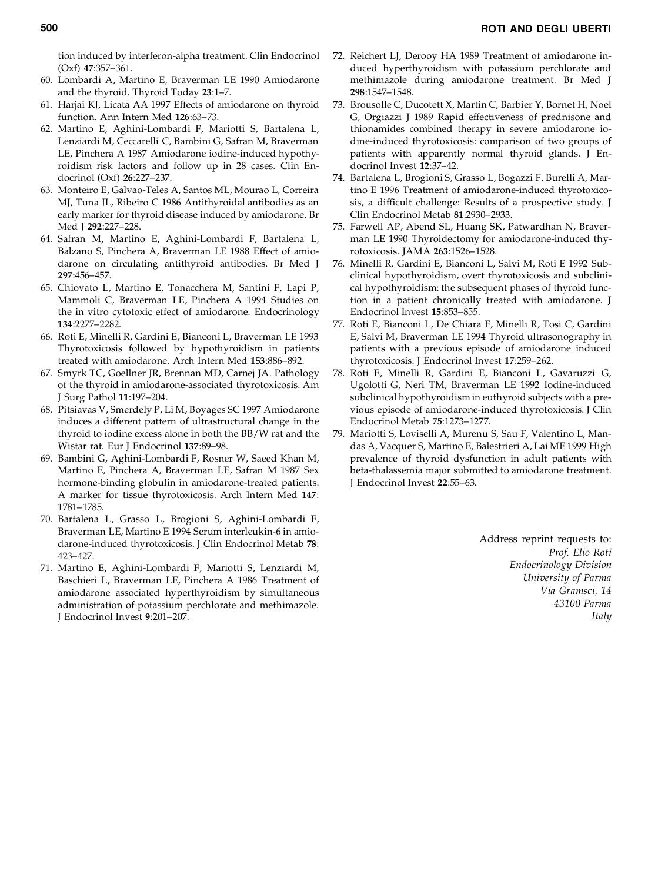tion induced by interferon-alpha treatment. Clin Endocrinol (Oxf) **47**:357–361.

60. Lombardi A, Martino E, Braverman LE 1990 Amiodarone and the thyroid. Thyroid Today **23**:1–7.
61. Harjai KJ, Licata AA 1997 Effects of amiodarone on thyroid function. Ann Intern Med **126**:63–73.
62. Martino E, Aghini-Lombardi F, Mariotti S, Bartalena L, Lenziardi M, Ceccarelli C, Bambini G, Safran M, Braverman LE, Pinchera A 1987 Amiodarone iodine-induced hypothyroidism risk factors and follow up in 28 cases. Clin Endocrinol (Oxf) **26**:227–237.
63. Monteiro E, Galvao-Teles A, Santos ML, Mourao L, Correira MJ, Tuna JL, Ribeiro C 1986 Antithyroidal antibodies as an early marker for thyroid disease induced by amiodarone. Br Med J **292**:227–228.
64. Safran M, Martino E, Aghini-Lombardi F, Bartalena L, Balzano S, Pinchera A, Braverman LE 1988 Effect of amiodarone on circulating antithyroid antibodies. Br Med J **297**:456–457.
65. Chiovato L, Martino E, Tonacchera M, Santini F, Lapi P, Mammoli C, Braverman LE, Pinchera A 1994 Studies on the in vitro cytotoxic effect of amiodarone. Endocrinology **134**:2277–2282.
66. Roti E, Minelli R, Gardini E, Bianconi L, Braverman LE 1993 Thyrotoxicosis followed by hypothyroidism in patients treated with amiodarone. Arch Intern Med **153**:886–892.
67. Smyrk TC, Goellner JR, Brennan MD, Carnej JA. Pathology of the thyroid in amiodarone-associated thyrotoxicosis. Am J Surg Pathol **11**:197–204.
68. Pitsiavas V, Smerdely P, Li M, Boyages SC 1997 Amiodarone induces a different pattern of ultrastructural change in the thyroid to iodine excess alone in both the BB/W rat and the Wistar rat. Eur J Endocrinol **137**:89–98.
69. Bambini G, Aghini-Lombardi F, Rosner W, Saeed Khan M, Martino E, Pinchera A, Braverman LE, Safran M 1987 Sex hormone-binding globulin in amiodarone-treated patients: A marker for tissue thyrotoxicosis. Arch Intern Med **147**: 1781–1785.
70. Bartalena L, Grasso L, Brogioni S, Aghini-Lombardi F, Braverman LE, Martino E 1994 Serum interleukin-6 in amiodarone-induced thyrotoxicosis. J Clin Endocrinol Metab **78**: 423–427.
71. Martino E, Aghini-Lombardi F, Mariotti S, Lenziardi M, Baschieri L, Braverman LE, Pinchera A 1986 Treatment of amiodarone associated hyperthyroidism by simultaneous administration of potassium perchlorate and methimazole. J Endocrinol Invest **9**:201–207.
72. Reichert LJ, Derooy HA 1989 Treatment of amiodarone induced hyperthyroidism with potassium perchlorate and methimazole during amiodarone treatment. Br Med J **298**:1547–1548.
73. Brousolle C, Ducotett X, Martin C, Barbier Y, Bornet H, Noel G, Orgiazzi J 1989 Rapid effectiveness of prednisone and thionamides combined therapy in severe amiodarone iodine-induced thyrotoxicosis: comparison of two groups of patients with apparently normal thyroid glands. J Endocrinol Invest **12**:37–42.
74. Bartalena L, Brogioni S, Grasso L, Bogazzi F, Burelli A, Martino E 1996 Treatment of amiodarone-induced thyrotoxicosis, a difficult challenge: Results of a prospective study. J Clin Endocrinol Metab **81**:2930–2933.
75. Farwell AP, Abend SL, Huang SK, Patwardhan N, Braverman LE 1990 Thyroidectomy for amiodarone-induced thyrotoxicosis. JAMA **263**:1526–1528.
76. Minelli R, Gardini E, Bianconi L, Salvi M, Roti E 1992 Subclinical hypothyroidism, overt thyrotoxicosis and subclinical hypothyroidism: the subsequent phases of thyroid function in a patient chronically treated with amiodarone. J Endocrinol Invest **15**:853–855.
77. Roti E, Bianconi L, De Chiara F, Minelli R, Tosi C, Gardini E, Salvi M, Braverman LE 1994 Thyroid ultrasonography in patients with a previous episode of amiodarone induced thyrotoxicosis. J Endocrinol Invest **17**:259–262.
78. Roti E, Minelli R, Gardini E, Bianconi L, Gavaruzzi G, Ugolotti G, Neri TM, Braverman LE 1992 Iodine-induced subclinical hypothyroidism in euthyroid subjects with a previous episode of amiodarone-induced thyrotoxicosis. J Clin Endocrinol Metab **75**:1273–1277.
79. Mariotti S, Loviselli A, Murenu S, Sau F, Valentino L, Mandas A, Vacquer S, Martino E, Balestrieri A, Lai ME 1999 High prevalence of thyroid dysfunction in adult patients with beta-thalassemia major submitted to amiodarone treatment. J Endocrinol Invest **22**:55–63.

Address reprint requests to:
*Prof. Elio Roti*
*Endocrinology Division*
*University of Parma*
*Via Gramsci, 14*
*43100 Parma*
*Italy*